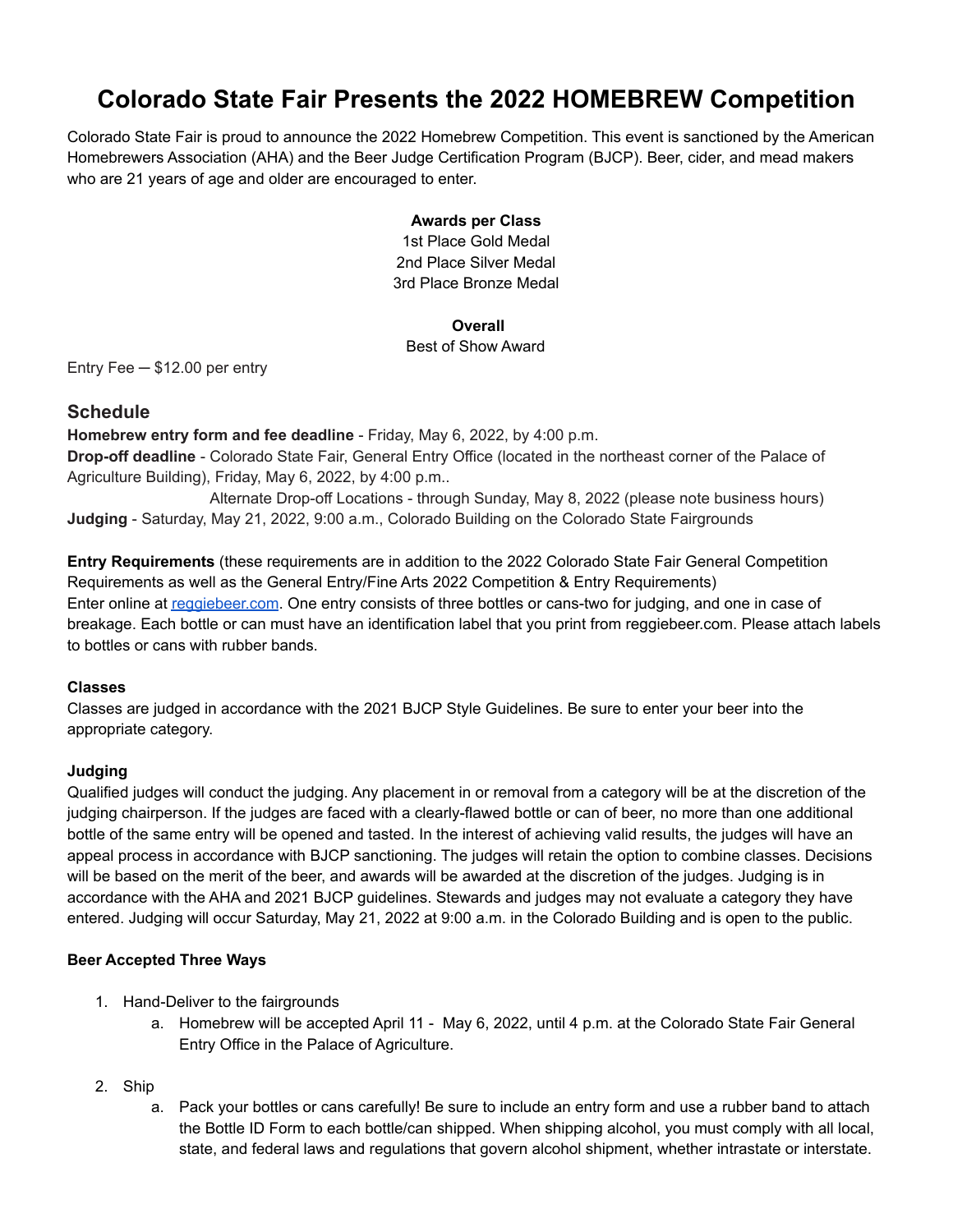# Colorado State Fair Presents the 2022 HOMEBREW Competition

Colorado State Fair is proud to announce the 2022 Homebrew Competition. This event is sanctioned by the American Homebrewers Association (AHA) and the Beer Judge Certification Program (BJCP). Beer, cider, and mead makers who are 21 years of age and older are encouraged to enter.

**Awards per Class**
1st Place Gold Medal
2nd Place Silver Medal
3rd Place Bronze Medal

**Overall**
Best of Show Award

Entry Fee ─ $12.00 per entry

## Schedule

**Homebrew entry form and fee deadline** - Friday, May 6, 2022, by 4:00 p.m.
**Drop-off deadline** - Colorado State Fair, General Entry Office (located in the northeast corner of the Palace of Agriculture Building), Friday, May 6, 2022, by 4:00 p.m..
Alternate Drop-off Locations - through Sunday, May 8, 2022 (please note business hours)
**Judging** - Saturday, May 21, 2022, 9:00 a.m., Colorado Building on the Colorado State Fairgrounds

**Entry Requirements** (these requirements are in addition to the 2022 Colorado State Fair General Competition Requirements as well as the General Entry/Fine Arts 2022 Competition & Entry Requirements)
Enter online at [reggiebeer.com](reggiebeer.com). One entry consists of three bottles or cans-two for judging, and one in case of breakage. Each bottle or can must have an identification label that you print from reggiebeer.com. Please attach labels to bottles or cans with rubber bands.

### Classes

Classes are judged in accordance with the 2021 BJCP Style Guidelines. Be sure to enter your beer into the appropriate category.

### Judging

Qualified judges will conduct the judging. Any placement in or removal from a category will be at the discretion of the judging chairperson. If the judges are faced with a clearly-flawed bottle or can of beer, no more than one additional bottle of the same entry will be opened and tasted. In the interest of achieving valid results, the judges will have an appeal process in accordance with BJCP sanctioning. The judges will retain the option to combine classes. Decisions will be based on the merit of the beer, and awards will be awarded at the discretion of the judges. Judging is in accordance with the AHA and 2021 BJCP guidelines. Stewards and judges may not evaluate a category they have entered. Judging will occur Saturday, May 21, 2022 at 9:00 a.m. in the Colorado Building and is open to the public.

### Beer Accepted Three Ways

1. Hand-Deliver to the fairgrounds
   a. Homebrew will be accepted April 11 - May 6, 2022, until 4 p.m. at the Colorado State Fair General Entry Office in the Palace of Agriculture.
2. Ship
   a. Pack your bottles or cans carefully! Be sure to include an entry form and use a rubber band to attach the Bottle ID Form to each bottle/can shipped. When shipping alcohol, you must comply with all local, state, and federal laws and regulations that govern alcohol shipment, whether intrastate or interstate.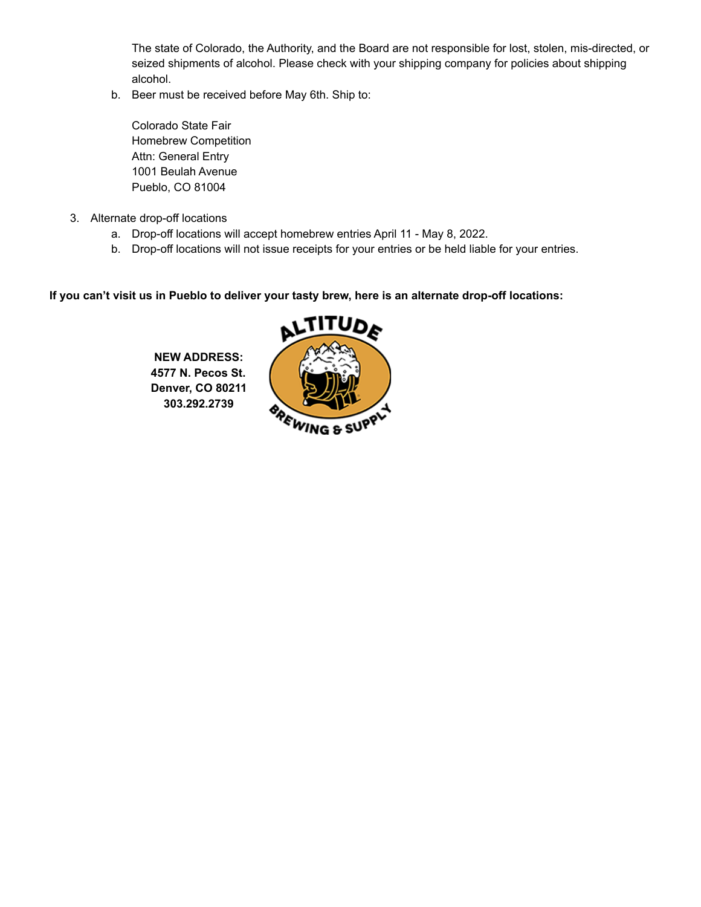The state of Colorado, the Authority, and the Board are not responsible for lost, stolen, mis-directed, or seized shipments of alcohol. Please check with your shipping company for policies about shipping alcohol.

b. Beer must be received before May 6th. Ship to:

   Colorado State Fair
   Homebrew Competition
   Attn: General Entry
   1001 Beulah Avenue
   Pueblo, CO 81004

3. Alternate drop-off locations
   a. Drop-off locations will accept homebrew entries April 11 - May 8, 2022.
   b. Drop-off locations will not issue receipts for your entries or be held liable for your entries.

**If you can't visit us in Pueblo to deliver your tasty brew, here is an alternate drop-off locations:**

**NEW ADDRESS:**
**4577 N. Pecos St.**
**Denver, CO 80211**
**303.292.2739**

ALTITUDE BREWING & SUPPLY